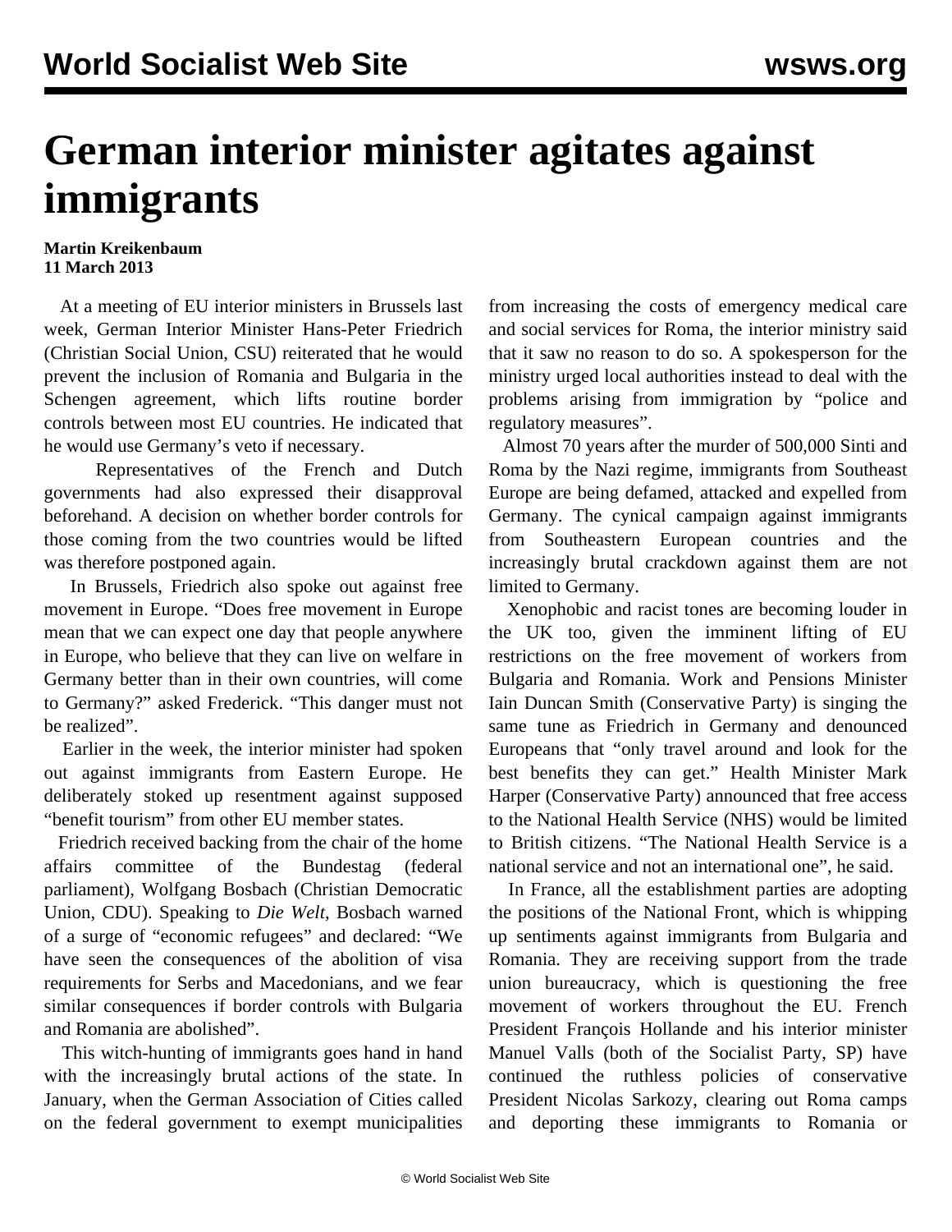# German interior minister agitates against immigrants

**Martin Kreikenbaum**
**11 March 2013**

At a meeting of EU interior ministers in Brussels last week, German Interior Minister Hans-Peter Friedrich (Christian Social Union, CSU) reiterated that he would prevent the inclusion of Romania and Bulgaria in the Schengen agreement, which lifts routine border controls between most EU countries. He indicated that he would use Germany's veto if necessary.

Representatives of the French and Dutch governments had also expressed their disapproval beforehand. A decision on whether border controls for those coming from the two countries would be lifted was therefore postponed again.

In Brussels, Friedrich also spoke out against free movement in Europe. "Does free movement in Europe mean that we can expect one day that people anywhere in Europe, who believe that they can live on welfare in Germany better than in their own countries, will come to Germany?" asked Frederick. "This danger must not be realized".

Earlier in the week, the interior minister had spoken out against immigrants from Eastern Europe. He deliberately stoked up resentment against supposed "benefit tourism" from other EU member states.

Friedrich received backing from the chair of the home affairs committee of the Bundestag (federal parliament), Wolfgang Bosbach (Christian Democratic Union, CDU). Speaking to *Die Welt*, Bosbach warned of a surge of "economic refugees" and declared: "We have seen the consequences of the abolition of visa requirements for Serbs and Macedonians, and we fear similar consequences if border controls with Bulgaria and Romania are abolished".

This witch-hunting of immigrants goes hand in hand with the increasingly brutal actions of the state. In January, when the German Association of Cities called on the federal government to exempt municipalities from increasing the costs of emergency medical care and social services for Roma, the interior ministry said that it saw no reason to do so. A spokesperson for the ministry urged local authorities instead to deal with the problems arising from immigration by "police and regulatory measures".

Almost 70 years after the murder of 500,000 Sinti and Roma by the Nazi regime, immigrants from Southeast Europe are being defamed, attacked and expelled from Germany. The cynical campaign against immigrants from Southeastern European countries and the increasingly brutal crackdown against them are not limited to Germany.

Xenophobic and racist tones are becoming louder in the UK too, given the imminent lifting of EU restrictions on the free movement of workers from Bulgaria and Romania. Work and Pensions Minister Iain Duncan Smith (Conservative Party) is singing the same tune as Friedrich in Germany and denounced Europeans that "only travel around and look for the best benefits they can get." Health Minister Mark Harper (Conservative Party) announced that free access to the National Health Service (NHS) would be limited to British citizens. "The National Health Service is a national service and not an international one", he said.

In France, all the establishment parties are adopting the positions of the National Front, which is whipping up sentiments against immigrants from Bulgaria and Romania. They are receiving support from the trade union bureaucracy, which is questioning the free movement of workers throughout the EU. French President François Hollande and his interior minister Manuel Valls (both of the Socialist Party, SP) have continued the ruthless policies of conservative President Nicolas Sarkozy, clearing out Roma camps and deporting these immigrants to Romania or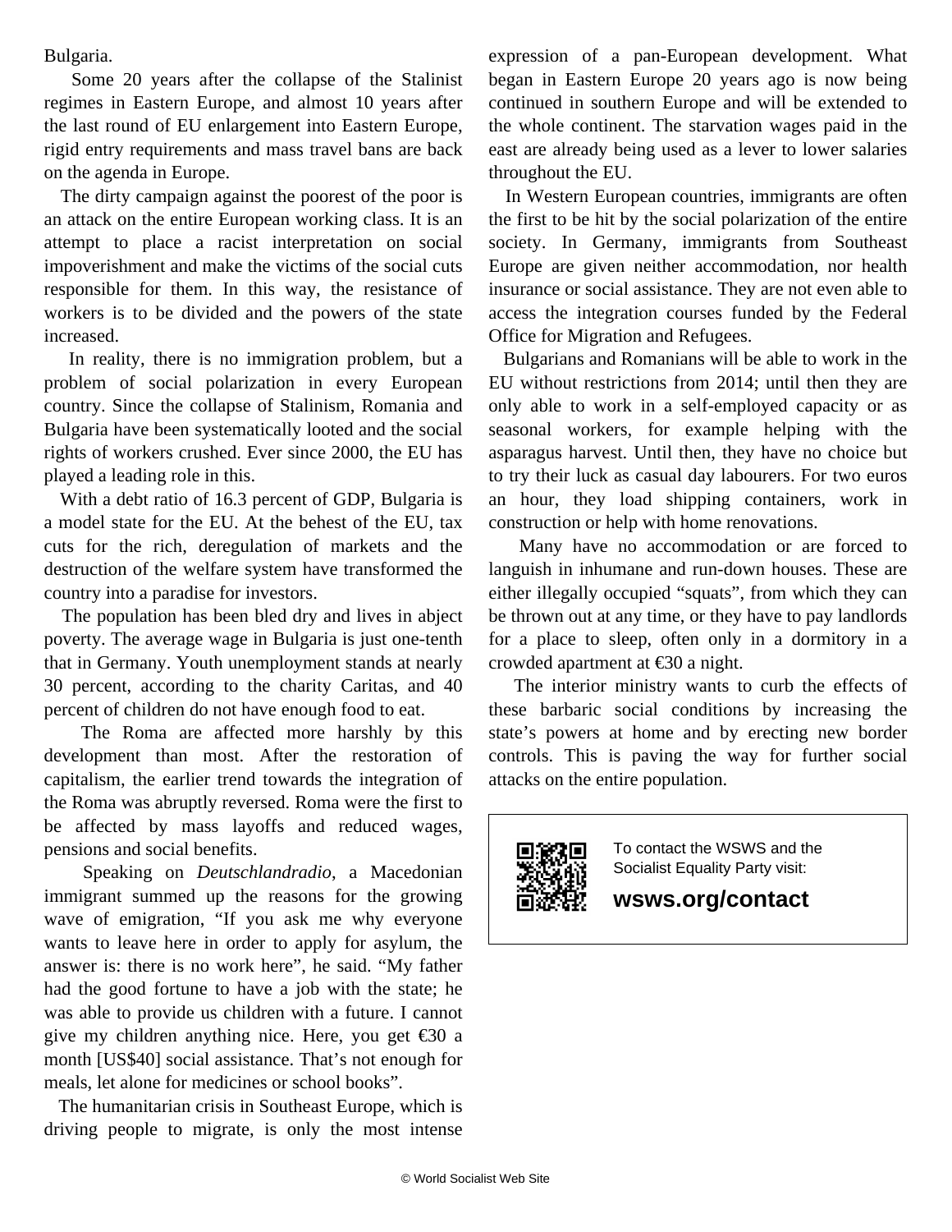Bulgaria.

Some 20 years after the collapse of the Stalinist regimes in Eastern Europe, and almost 10 years after the last round of EU enlargement into Eastern Europe, rigid entry requirements and mass travel bans are back on the agenda in Europe.

The dirty campaign against the poorest of the poor is an attack on the entire European working class. It is an attempt to place a racist interpretation on social impoverishment and make the victims of the social cuts responsible for them. In this way, the resistance of workers is to be divided and the powers of the state increased.

In reality, there is no immigration problem, but a problem of social polarization in every European country. Since the collapse of Stalinism, Romania and Bulgaria have been systematically looted and the social rights of workers crushed. Ever since 2000, the EU has played a leading role in this.

With a debt ratio of 16.3 percent of GDP, Bulgaria is a model state for the EU. At the behest of the EU, tax cuts for the rich, deregulation of markets and the destruction of the welfare system have transformed the country into a paradise for investors.

The population has been bled dry and lives in abject poverty. The average wage in Bulgaria is just one-tenth that in Germany. Youth unemployment stands at nearly 30 percent, according to the charity Caritas, and 40 percent of children do not have enough food to eat.

The Roma are affected more harshly by this development than most. After the restoration of capitalism, the earlier trend towards the integration of the Roma was abruptly reversed. Roma were the first to be affected by mass layoffs and reduced wages, pensions and social benefits.

Speaking on *Deutschlandradio*, a Macedonian immigrant summed up the reasons for the growing wave of emigration, "If you ask me why everyone wants to leave here in order to apply for asylum, the answer is: there is no work here", he said. "My father had the good fortune to have a job with the state; he was able to provide us children with a future. I cannot give my children anything nice. Here, you get €30 a month [US$40] social assistance. That's not enough for meals, let alone for medicines or school books".

The humanitarian crisis in Southeast Europe, which is driving people to migrate, is only the most intense expression of a pan-European development. What began in Eastern Europe 20 years ago is now being continued in southern Europe and will be extended to the whole continent. The starvation wages paid in the east are already being used as a lever to lower salaries throughout the EU.

In Western European countries, immigrants are often the first to be hit by the social polarization of the entire society. In Germany, immigrants from Southeast Europe are given neither accommodation, nor health insurance or social assistance. They are not even able to access the integration courses funded by the Federal Office for Migration and Refugees.

Bulgarians and Romanians will be able to work in the EU without restrictions from 2014; until then they are only able to work in a self-employed capacity or as seasonal workers, for example helping with the asparagus harvest. Until then, they have no choice but to try their luck as casual day labourers. For two euros an hour, they load shipping containers, work in construction or help with home renovations.

Many have no accommodation or are forced to languish in inhumane and run-down houses. These are either illegally occupied "squats", from which they can be thrown out at any time, or they have to pay landlords for a place to sleep, often only in a dormitory in a crowded apartment at €30 a night.

The interior ministry wants to curb the effects of these barbaric social conditions by increasing the state's powers at home and by erecting new border controls. This is paving the way for further social attacks on the entire population.

To contact the WSWS and the Socialist Equality Party visit:

**wsws.org/contact**